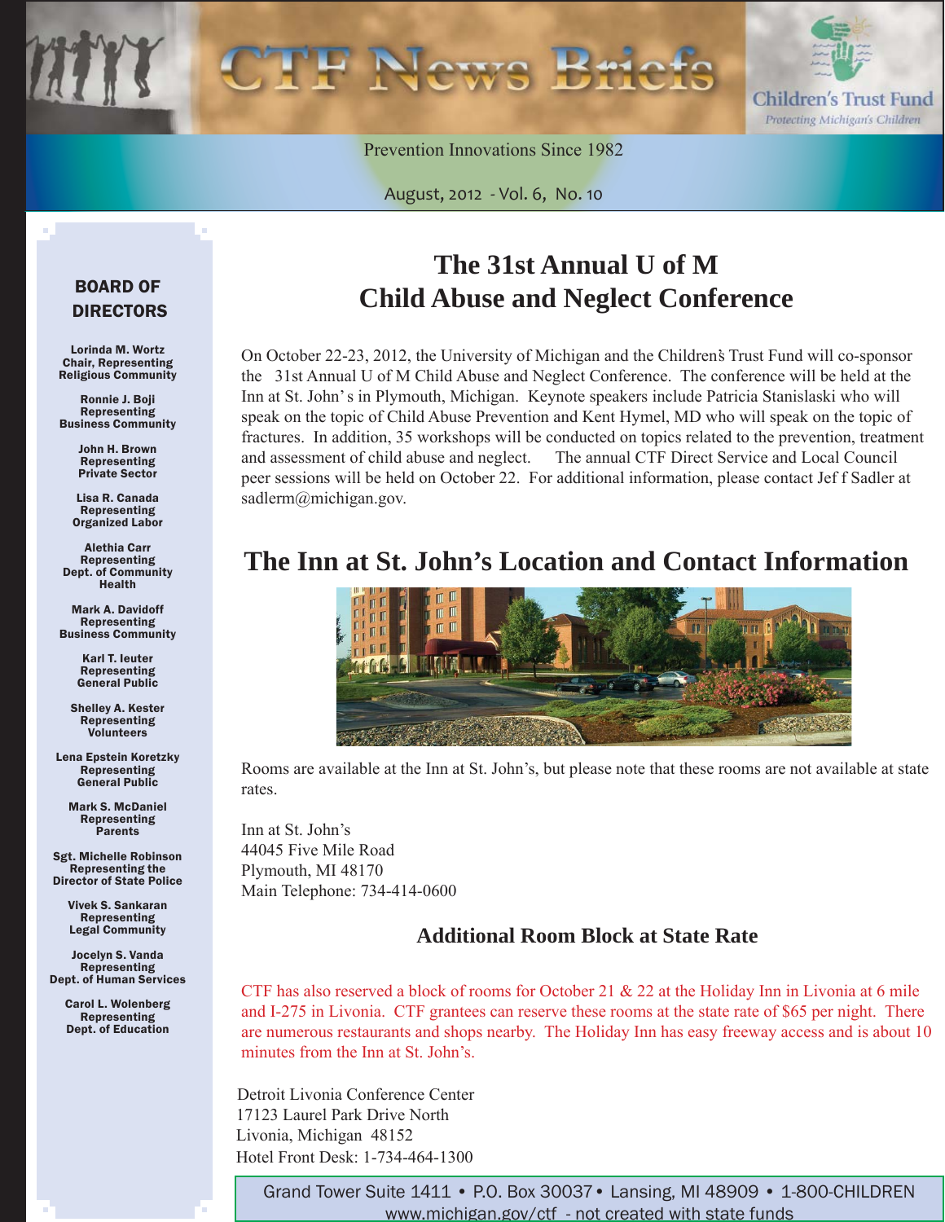# CTF News Briefs

Children's Trust Fund
*Protecting Michigan's Children*

Prevention Innovations Since 1982

August, 2012 - Vol. 6, No. 10

## BOARD OF DIRECTORS

**Lorinda M. Wortz**
Chair, Representing Religious Community

**Ronnie J. Boji**
Representing Business Community

**John H. Brown**
Representing Private Sector

**Lisa R. Canada**
Representing Organized Labor

**Alethia Carr**
Representing Dept. of Community Health

**Mark A. Davidoff**
Representing Business Community

**Karl T. Ieuter**
Representing General Public

**Shelley A. Kester**
Representing Volunteers

**Lena Epstein Koretzky**
Representing General Public

**Mark S. McDaniel**
Representing Parents

**Sgt. Michelle Robinson**
Representing the Director of State Police

**Vivek S. Sankaran**
Representing Legal Community

**Jocelyn S. Vanda**
Representing Dept. of Human Services

**Carol L. Wolenberg**
Representing Dept. of Education

# The 31st Annual U of M Child Abuse and Neglect Conference

On October 22-23, 2012, the University of Michigan and the Children's Trust Fund will co-sponsor the 31st Annual U of M Child Abuse and Neglect Conference. The conference will be held at the Inn at St. John's in Plymouth, Michigan. Keynote speakers include Patricia Stanislaski who will speak on the topic of Child Abuse Prevention and Kent Hymel, MD who will speak on the topic of fractures. In addition, 35 workshops will be conducted on topics related to the prevention, treatment and assessment of child abuse and neglect. The annual CTF Direct Service and Local Council peer sessions will be held on October 22. For additional information, please contact Jeff Sadler at sadlerm@michigan.gov.

# The Inn at St. John's Location and Contact Information

Rooms are available at the Inn at St. John's, but please note that these rooms are not available at state rates.

Inn at St. John's
44045 Five Mile Road
Plymouth, MI 48170
Main Telephone: 734-414-0600

### Additional Room Block at State Rate

CTF has also reserved a block of rooms for October 21 & 22 at the Holiday Inn in Livonia at 6 mile and I-275 in Livonia. CTF grantees can reserve these rooms at the state rate of $65 per night. There are numerous restaurants and shops nearby. The Holiday Inn has easy freeway access and is about 10 minutes from the Inn at St. John's.

Detroit Livonia Conference Center
17123 Laurel Park Drive North
Livonia, Michigan 48152
Hotel Front Desk: 1-734-464-1300

Grand Tower Suite 1411 • P.O. Box 30037 • Lansing, MI 48909 • 1-800-CHILDREN
www.michigan.gov/ctf - not created with state funds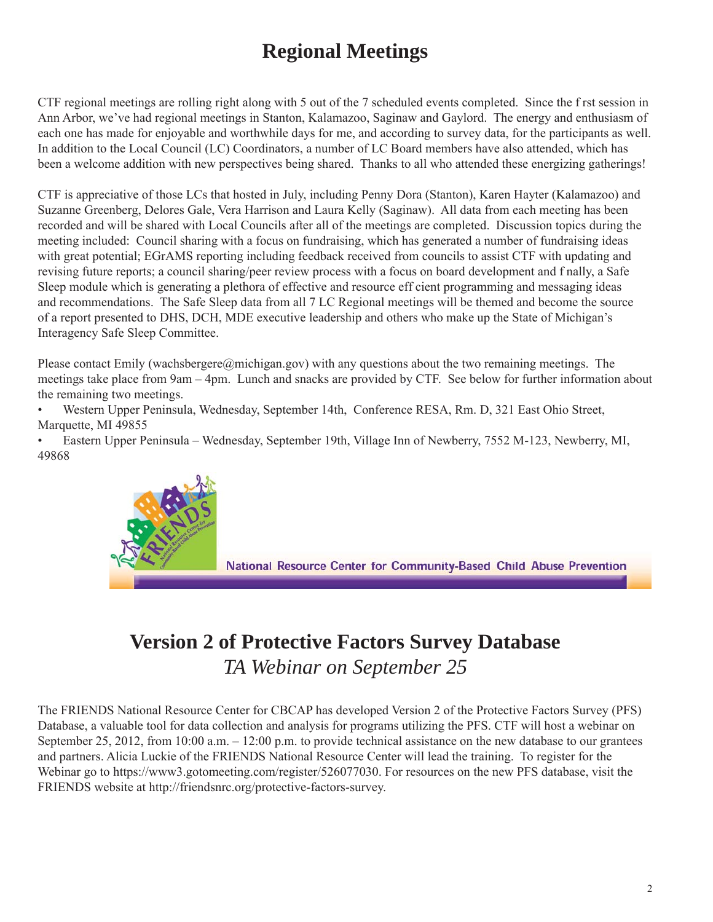# Regional Meetings

CTF regional meetings are rolling right along with 5 out of the 7 scheduled events completed. Since the first session in Ann Arbor, we've had regional meetings in Stanton, Kalamazoo, Saginaw and Gaylord. The energy and enthusiasm of each one has made for enjoyable and worthwhile days for me, and according to survey data, for the participants as well. In addition to the Local Council (LC) Coordinators, a number of LC Board members have also attended, which has been a welcome addition with new perspectives being shared. Thanks to all who attended these energizing gatherings!

CTF is appreciative of those LCs that hosted in July, including Penny Dora (Stanton), Karen Hayter (Kalamazoo) and Suzanne Greenberg, Delores Gale, Vera Harrison and Laura Kelly (Saginaw). All data from each meeting has been recorded and will be shared with Local Councils after all of the meetings are completed. Discussion topics during the meeting included: Council sharing with a focus on fundraising, which has generated a number of fundraising ideas with great potential; EGrAMS reporting including feedback received from councils to assist CTF with updating and revising future reports; a council sharing/peer review process with a focus on board development and finally, a Safe Sleep module which is generating a plethora of effective and resource efficient programming and messaging ideas and recommendations. The Safe Sleep data from all 7 LC Regional meetings will be themed and become the source of a report presented to DHS, DCH, MDE executive leadership and others who make up the State of Michigan's Interagency Safe Sleep Committee.

Please contact Emily (wachsbergere@michigan.gov) with any questions about the two remaining meetings. The meetings take place from 9am – 4pm. Lunch and snacks are provided by CTF. See below for further information about the remaining two meetings.

- Western Upper Peninsula, Wednesday, September 14th, Conference RESA, Rm. D, 321 East Ohio Street, Marquette, MI 49855
- Eastern Upper Peninsula – Wednesday, September 19th, Village Inn of Newberry, 7552 M-123, Newberry, MI, 49868

FRIENDS National Resource Center for Community-Based Child Abuse Prevention

# Version 2 of Protective Factors Survey Database

## *TA Webinar on September 25*

The FRIENDS National Resource Center for CBCAP has developed Version 2 of the Protective Factors Survey (PFS) Database, a valuable tool for data collection and analysis for programs utilizing the PFS. CTF will host a webinar on September 25, 2012, from 10:00 a.m. – 12:00 p.m. to provide technical assistance on the new database to our grantees and partners. Alicia Luckie of the FRIENDS National Resource Center will lead the training. To register for the Webinar go to https://www3.gotomeeting.com/register/526077030. For resources on the new PFS database, visit the FRIENDS website at http://friendsnrc.org/protective-factors-survey.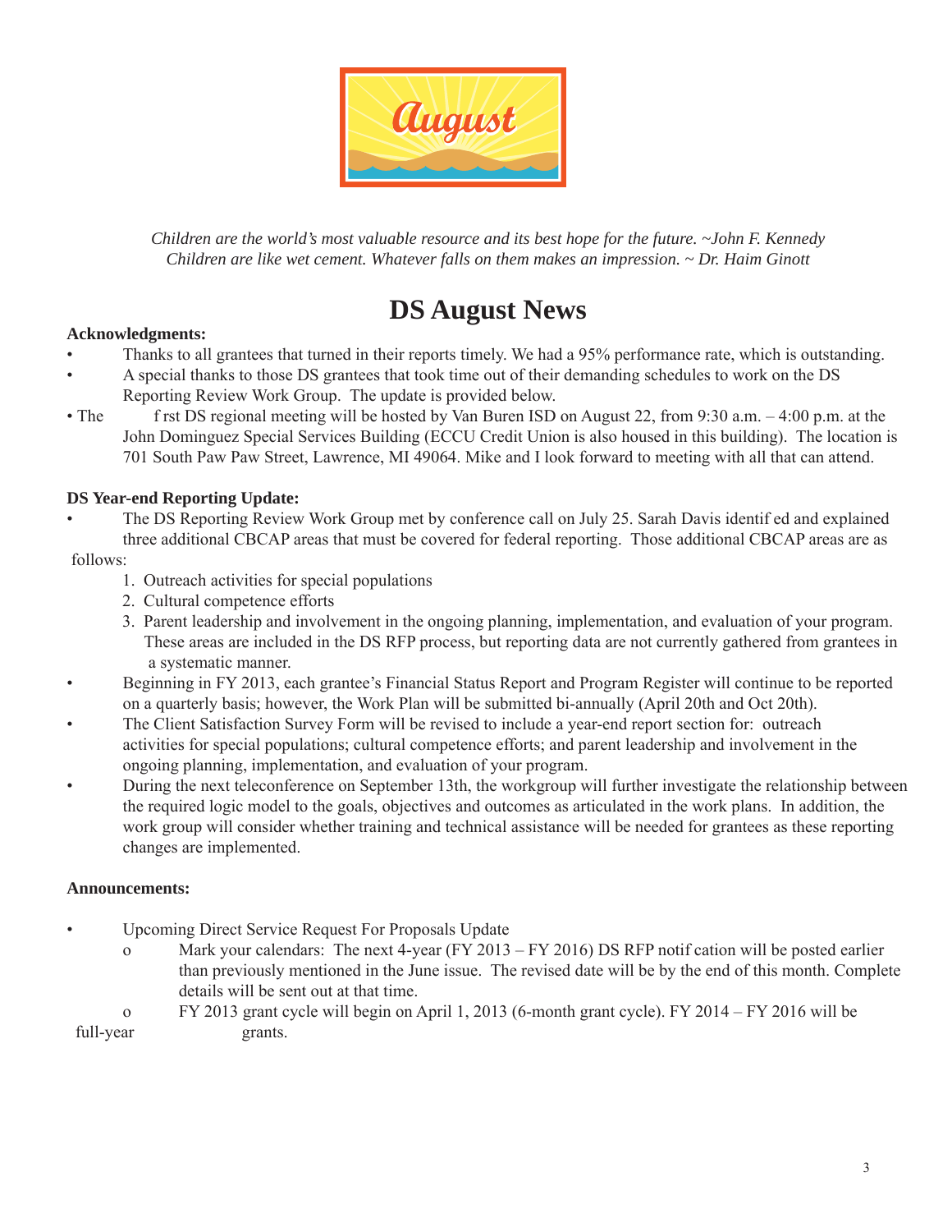August

*Children are the world's most valuable resource and its best hope for the future. ~John F. Kennedy*
*Children are like wet cement. Whatever falls on them makes an impression. ~ Dr. Haim Ginott*

# DS August News

**Acknowledgments:**

- Thanks to all grantees that turned in their reports timely. We had a 95% performance rate, which is outstanding.
- A special thanks to those DS grantees that took time out of their demanding schedules to work on the DS Reporting Review Work Group. The update is provided below.
- The first DS regional meeting will be hosted by Van Buren ISD on August 22, from 9:30 a.m. – 4:00 p.m. at the John Dominguez Special Services Building (ECCU Credit Union is also housed in this building). The location is 701 South Paw Paw Street, Lawrence, MI 49064. Mike and I look forward to meeting with all that can attend.

**DS Year-end Reporting Update:**

- The DS Reporting Review Work Group met by conference call on July 25. Sarah Davis identified and explained three additional CBCAP areas that must be covered for federal reporting. Those additional CBCAP areas are as follows:
  1. Outreach activities for special populations
  2. Cultural competence efforts
  3. Parent leadership and involvement in the ongoing planning, implementation, and evaluation of your program.

  These areas are included in the DS RFP process, but reporting data are not currently gathered from grantees in a systematic manner.
- Beginning in FY 2013, each grantee's Financial Status Report and Program Register will continue to be reported on a quarterly basis; however, the Work Plan will be submitted bi-annually (April 20th and Oct 20th).
- The Client Satisfaction Survey Form will be revised to include a year-end report section for: outreach activities for special populations; cultural competence efforts; and parent leadership and involvement in the ongoing planning, implementation, and evaluation of your program.
- During the next teleconference on September 13th, the workgroup will further investigate the relationship between the required logic model to the goals, objectives and outcomes as articulated in the work plans. In addition, the work group will consider whether training and technical assistance will be needed for grantees as these reporting changes are implemented.

**Announcements:**

- Upcoming Direct Service Request For Proposals Update
  - Mark your calendars: The next 4-year (FY 2013 – FY 2016) DS RFP notification will be posted earlier than previously mentioned in the June issue. The revised date will be by the end of this month. Complete details will be sent out at that time.
  - FY 2013 grant cycle will begin on April 1, 2013 (6-month grant cycle). FY 2014 – FY 2016 will be full-year grants.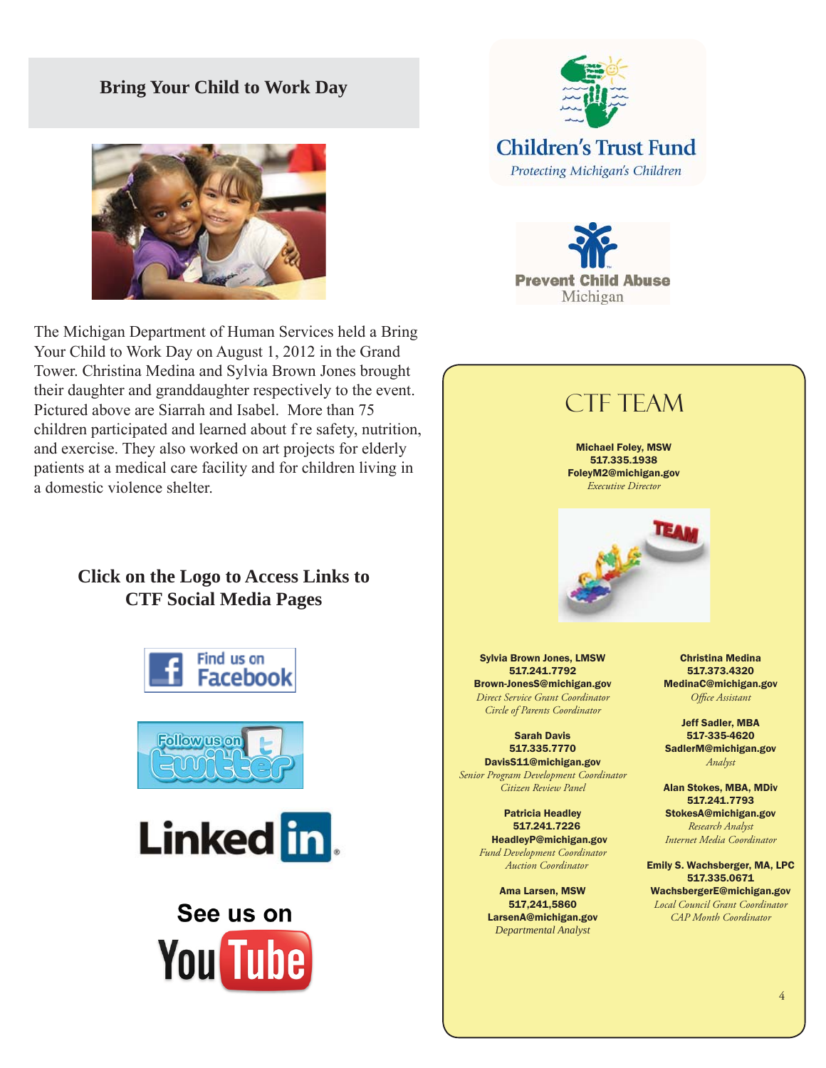## Bring Your Child to Work Day

The Michigan Department of Human Services held a Bring Your Child to Work Day on August 1, 2012 in the Grand Tower. Christina Medina and Sylvia Brown Jones brought their daughter and granddaughter respectively to the event. Pictured above are Siarrah and Isabel. More than 75 children participated and learned about f re safety, nutrition, and exercise. They also worked on art projects for elderly patients at a medical care facility and for children living in a domestic violence shelter.

### Click on the Logo to Access Links to CTF Social Media Pages

Find us on Facebook

Follow us on twitter

LinkedIn

See us on YouTube

Children's Trust Fund

*Protecting Michigan's Children*

Prevent Child Abuse Michigan

## CTF TEAM

**Michael Foley, MSW**
**517.335.1938**
**FoleyM2@michigan.gov**
*Executive Director*

**Sylvia Brown Jones, LMSW**
**517.241.7792**
**Brown-JonesS@michigan.gov**
*Direct Service Grant Coordinator*
*Circle of Parents Coordinator*

**Sarah Davis**
**517.335.7770**
**DavisS11@michigan.gov**
*Senior Program Development Coordinator*
*Citizen Review Panel*

**Patricia Headley**
**517.241.7226**
**HeadleyP@michigan.gov**
*Fund Development Coordinator*
*Auction Coordinator*

**Ama Larsen, MSW**
**517,241,5860**
**LarsenA@michigan.gov**
*Departmental Analyst*

**Christina Medina**
**517.373.4320**
**MedinaC@michigan.gov**
*Office Assistant*

**Jeff Sadler, MBA**
**517-335-4620**
**SadlerM@michigan.gov**
*Analyst*

**Alan Stokes, MBA, MDiv**
**517.241.7793**
**StokesA@michigan.gov**
*Research Analyst*
*Internet Media Coordinator*

**Emily S. Wachsberger, MA, LPC**
**517.335.0671**
**WachsbergerE@michigan.gov**
*Local Council Grant Coordinator*
*CAP Month Coordinator*